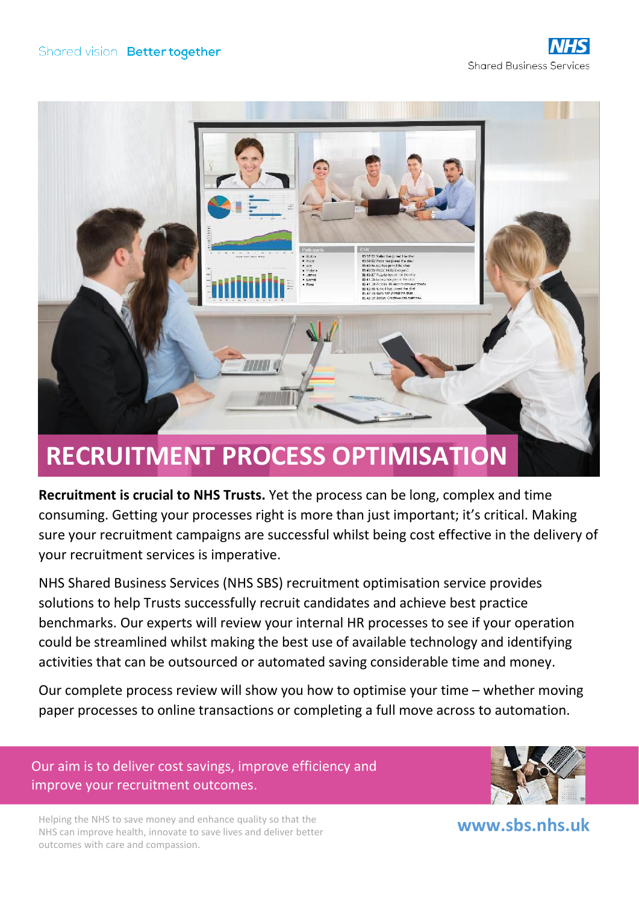Shared vision **Better together**

NHS Shared Business Services

# RECRUITMENT PROCESS OPTIMISATION

**Recruitment is crucial to NHS Trusts.** Yet the process can be long, complex and time consuming. Getting your processes right is more than just important; it's critical. Making sure your recruitment campaigns are successful whilst being cost effective in the delivery of your recruitment services is imperative.

NHS Shared Business Services (NHS SBS) recruitment optimisation service provides solutions to help Trusts successfully recruit candidates and achieve best practice benchmarks. Our experts will review your internal HR processes to see if your operation could be streamlined whilst making the best use of available technology and identifying activities that can be outsourced or automated saving considerable time and money.

Our complete process review will show you how to optimise your time – whether moving paper processes to online transactions or completing a full move across to automation.

Our aim is to deliver cost savings, improve efficiency and improve your recruitment outcomes.

Helping the NHS to save money and enhance quality so that the NHS can improve health, innovate to save lives and deliver better outcomes with care and compassion.

**www.sbs.nhs.uk**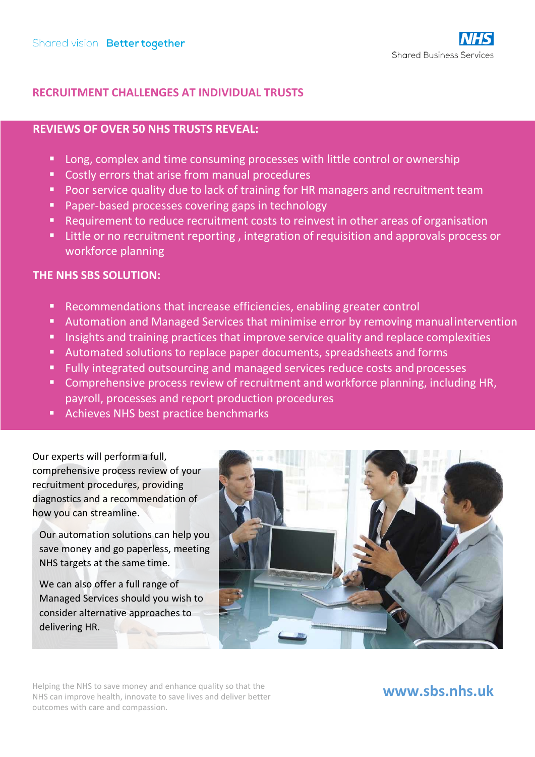## RECRUITMENT CHALLENGES AT INDIVIDUAL TRUSTS

### REVIEWS OF OVER 50 NHS TRUSTS REVEAL:

- Long, complex and time consuming processes with little control or ownership
- Costly errors that arise from manual procedures
- Poor service quality due to lack of training for HR managers and recruitment team
- Paper-based processes covering gaps in technology
- Requirement to reduce recruitment costs to reinvest in other areas of organisation
- Little or no recruitment reporting , integration of requisition and approvals process or workforce planning

### THE NHS SBS SOLUTION:

- Recommendations that increase efficiencies, enabling greater control
- Automation and Managed Services that minimise error by removing manual intervention
- Insights and training practices that improve service quality and replace complexities
- Automated solutions to replace paper documents, spreadsheets and forms
- Fully integrated outsourcing and managed services reduce costs and processes
- Comprehensive process review of recruitment and workforce planning, including HR, payroll, processes and report production procedures
- Achieves NHS best practice benchmarks

Our experts will perform a full, comprehensive process review of your recruitment procedures, providing diagnostics and a recommendation of how you can streamline.

Our automation solutions can help you save money and go paperless, meeting NHS targets at the same time.

We can also offer a full range of Managed Services should you wish to consider alternative approaches to delivering HR.

Helping the NHS to save money and enhance quality so that the NHS can improve health, innovate to save lives and deliver better outcomes with care and compassion.

www.sbs.nhs.uk